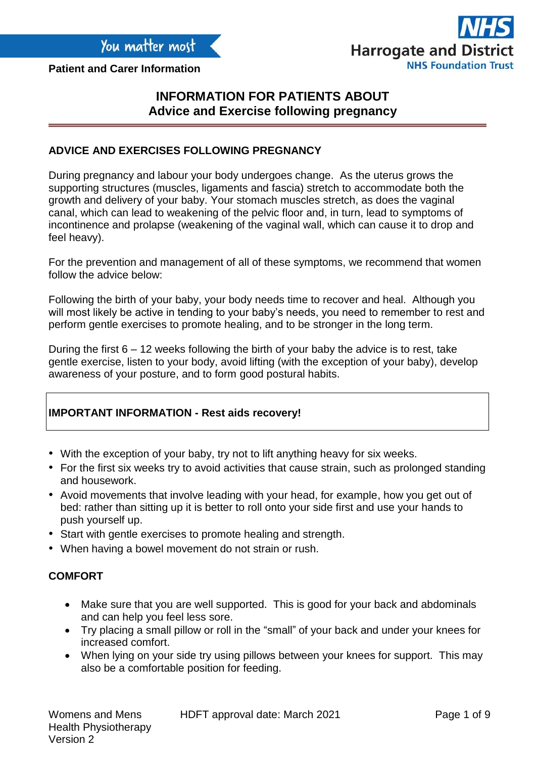You matter most

**Patient and Carer Information**

Harrogate and District NHS Foundation Trust

# INFORMATION FOR PATIENTS ABOUT
# Advice and Exercise following pregnancy

## ADVICE AND EXERCISES FOLLOWING PREGNANCY

During pregnancy and labour your body undergoes change. As the uterus grows the supporting structures (muscles, ligaments and fascia) stretch to accommodate both the growth and delivery of your baby. Your stomach muscles stretch, as does the vaginal canal, which can lead to weakening of the pelvic floor and, in turn, lead to symptoms of incontinence and prolapse (weakening of the vaginal wall, which can cause it to drop and feel heavy).

For the prevention and management of all of these symptoms, we recommend that women follow the advice below:

Following the birth of your baby, your body needs time to recover and heal. Although you will most likely be active in tending to your baby's needs, you need to remember to rest and perform gentle exercises to promote healing, and to be stronger in the long term.

During the first 6 – 12 weeks following the birth of your baby the advice is to rest, take gentle exercise, listen to your body, avoid lifting (with the exception of your baby), develop awareness of your posture, and to form good postural habits.

**IMPORTANT INFORMATION - Rest aids recovery!**

- With the exception of your baby, try not to lift anything heavy for six weeks.
- For the first six weeks try to avoid activities that cause strain, such as prolonged standing and housework.
- Avoid movements that involve leading with your head, for example, how you get out of bed: rather than sitting up it is better to roll onto your side first and use your hands to push yourself up.
- Start with gentle exercises to promote healing and strength.
- When having a bowel movement do not strain or rush.

## COMFORT

- Make sure that you are well supported. This is good for your back and abdominals and can help you feel less sore.
- Try placing a small pillow or roll in the "small" of your back and under your knees for increased comfort.
- When lying on your side try using pillows between your knees for support. This may also be a comfortable position for feeding.

Womens and Mens Health Physiotherapy
Version 2

HDFT approval date: March 2021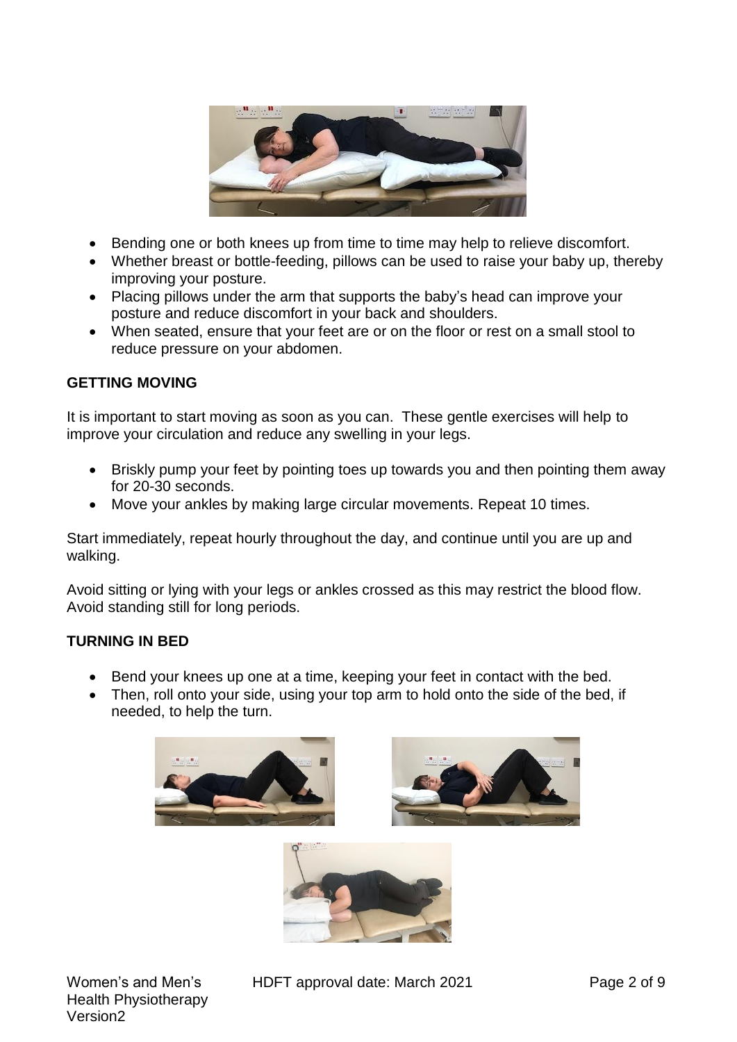- Bending one or both knees up from time to time may help to relieve discomfort.
- Whether breast or bottle-feeding, pillows can be used to raise your baby up, thereby improving your posture.
- Placing pillows under the arm that supports the baby's head can improve your posture and reduce discomfort in your back and shoulders.
- When seated, ensure that your feet are or on the floor or rest on a small stool to reduce pressure on your abdomen.

## GETTING MOVING

It is important to start moving as soon as you can. These gentle exercises will help to improve your circulation and reduce any swelling in your legs.

- Briskly pump your feet by pointing toes up towards you and then pointing them away for 20-30 seconds.
- Move your ankles by making large circular movements. Repeat 10 times.

Start immediately, repeat hourly throughout the day, and continue until you are up and walking.

Avoid sitting or lying with your legs or ankles crossed as this may restrict the blood flow. Avoid standing still for long periods.

## TURNING IN BED

- Bend your knees up one at a time, keeping your feet in contact with the bed.
- Then, roll onto your side, using your top arm to hold onto the side of the bed, if needed, to help the turn.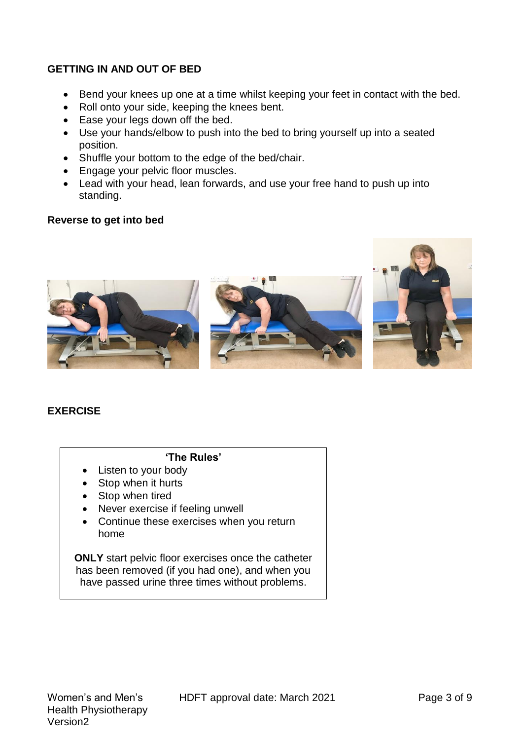## GETTING IN AND OUT OF BED

- Bend your knees up one at a time whilst keeping your feet in contact with the bed.
- Roll onto your side, keeping the knees bent.
- Ease your legs down off the bed.
- Use your hands/elbow to push into the bed to bring yourself up into a seated position.
- Shuffle your bottom to the edge of the bed/chair.
- Engage your pelvic floor muscles.
- Lead with your head, lean forwards, and use your free hand to push up into standing.

**Reverse to get into bed**

## EXERCISE

**'The Rules'**

- Listen to your body
- Stop when it hurts
- Stop when tired
- Never exercise if feeling unwell
- Continue these exercises when you return home

**ONLY** start pelvic floor exercises once the catheter has been removed (if you had one), and when you have passed urine three times without problems.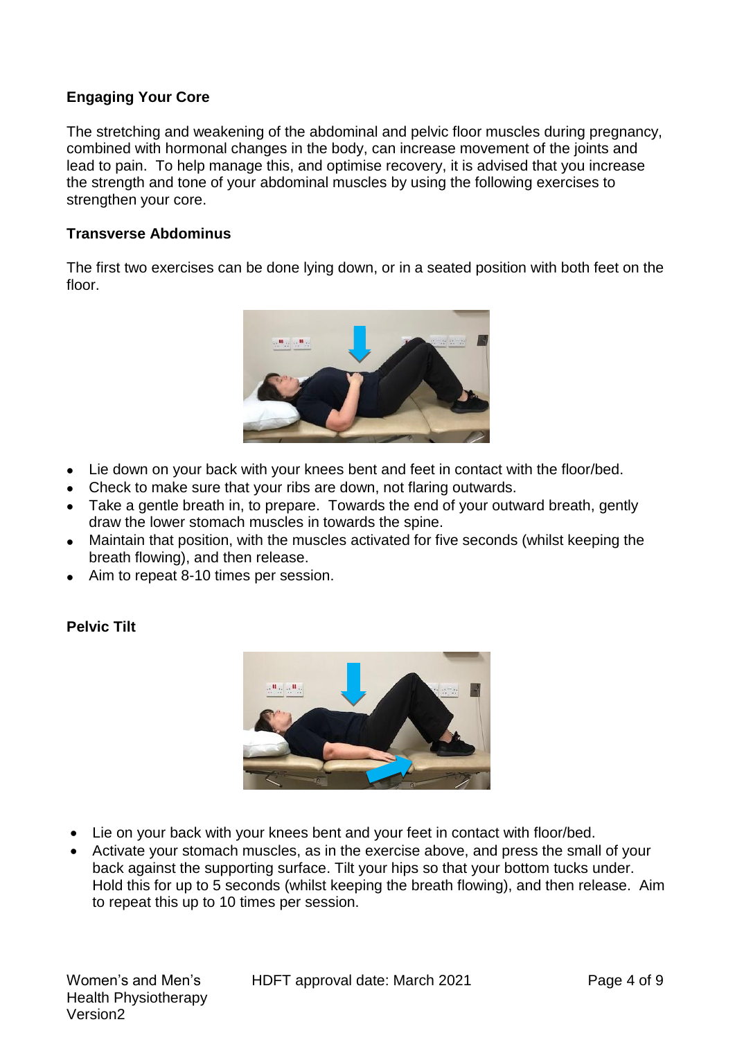## Engaging Your Core

The stretching and weakening of the abdominal and pelvic floor muscles during pregnancy, combined with hormonal changes in the body, can increase movement of the joints and lead to pain. To help manage this, and optimise recovery, it is advised that you increase the strength and tone of your abdominal muscles by using the following exercises to strengthen your core.

### Transverse Abdominus

The first two exercises can be done lying down, or in a seated position with both feet on the floor.

- Lie down on your back with your knees bent and feet in contact with the floor/bed.
- Check to make sure that your ribs are down, not flaring outwards.
- Take a gentle breath in, to prepare. Towards the end of your outward breath, gently draw the lower stomach muscles in towards the spine.
- Maintain that position, with the muscles activated for five seconds (whilst keeping the breath flowing), and then release.
- Aim to repeat 8-10 times per session.

### Pelvic Tilt

- Lie on your back with your knees bent and your feet in contact with floor/bed.
- Activate your stomach muscles, as in the exercise above, and press the small of your back against the supporting surface. Tilt your hips so that your bottom tucks under. Hold this for up to 5 seconds (whilst keeping the breath flowing), and then release. Aim to repeat this up to 10 times per session.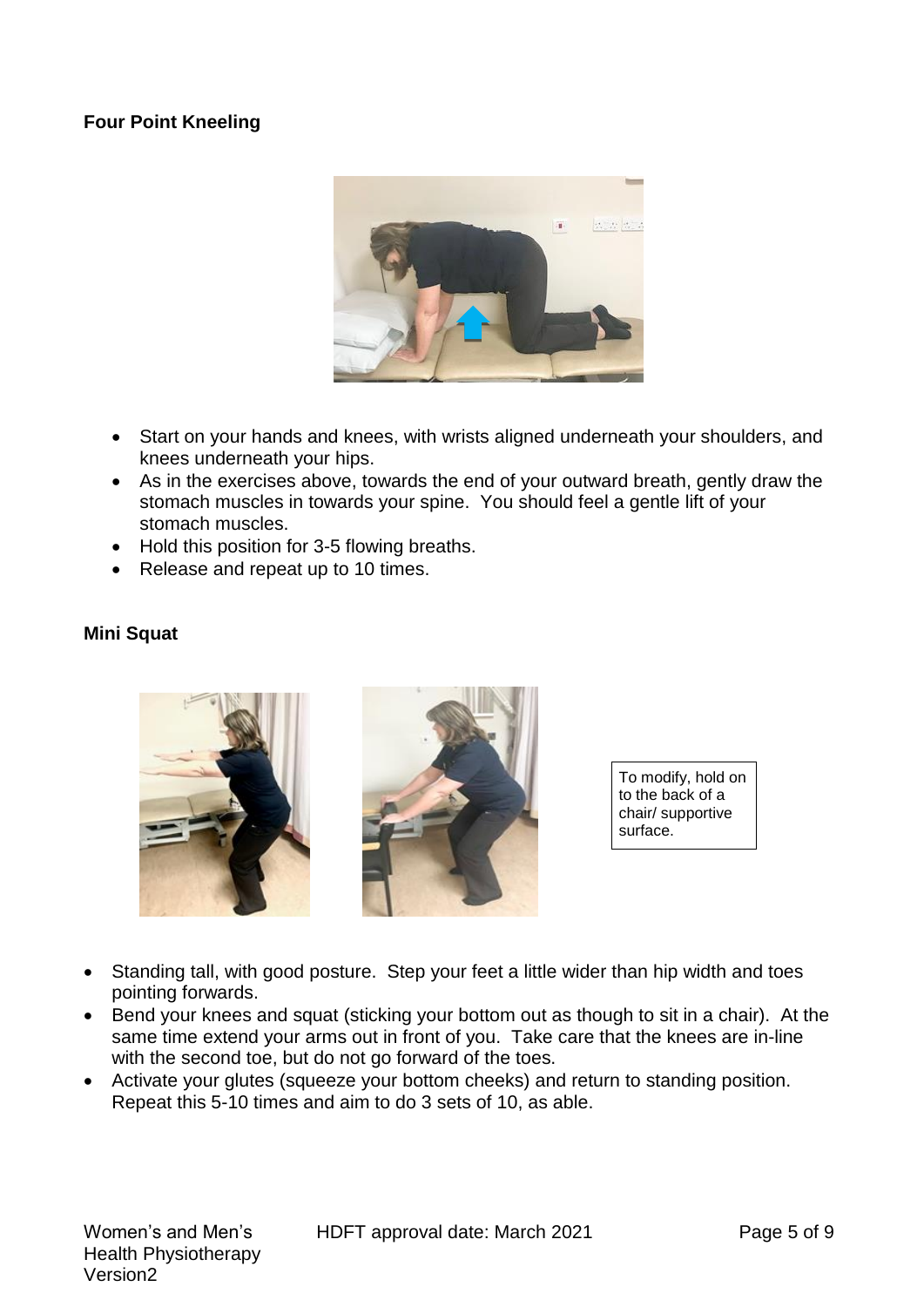**Four Point Kneeling**

- Start on your hands and knees, with wrists aligned underneath your shoulders, and knees underneath your hips.
- As in the exercises above, towards the end of your outward breath, gently draw the stomach muscles in towards your spine. You should feel a gentle lift of your stomach muscles.
- Hold this position for 3-5 flowing breaths.
- Release and repeat up to 10 times.

**Mini Squat**

To modify, hold on to the back of a chair/ supportive surface.

- Standing tall, with good posture. Step your feet a little wider than hip width and toes pointing forwards.
- Bend your knees and squat (sticking your bottom out as though to sit in a chair). At the same time extend your arms out in front of you. Take care that the knees are in-line with the second toe, but do not go forward of the toes.
- Activate your glutes (squeeze your bottom cheeks) and return to standing position. Repeat this 5-10 times and aim to do 3 sets of 10, as able.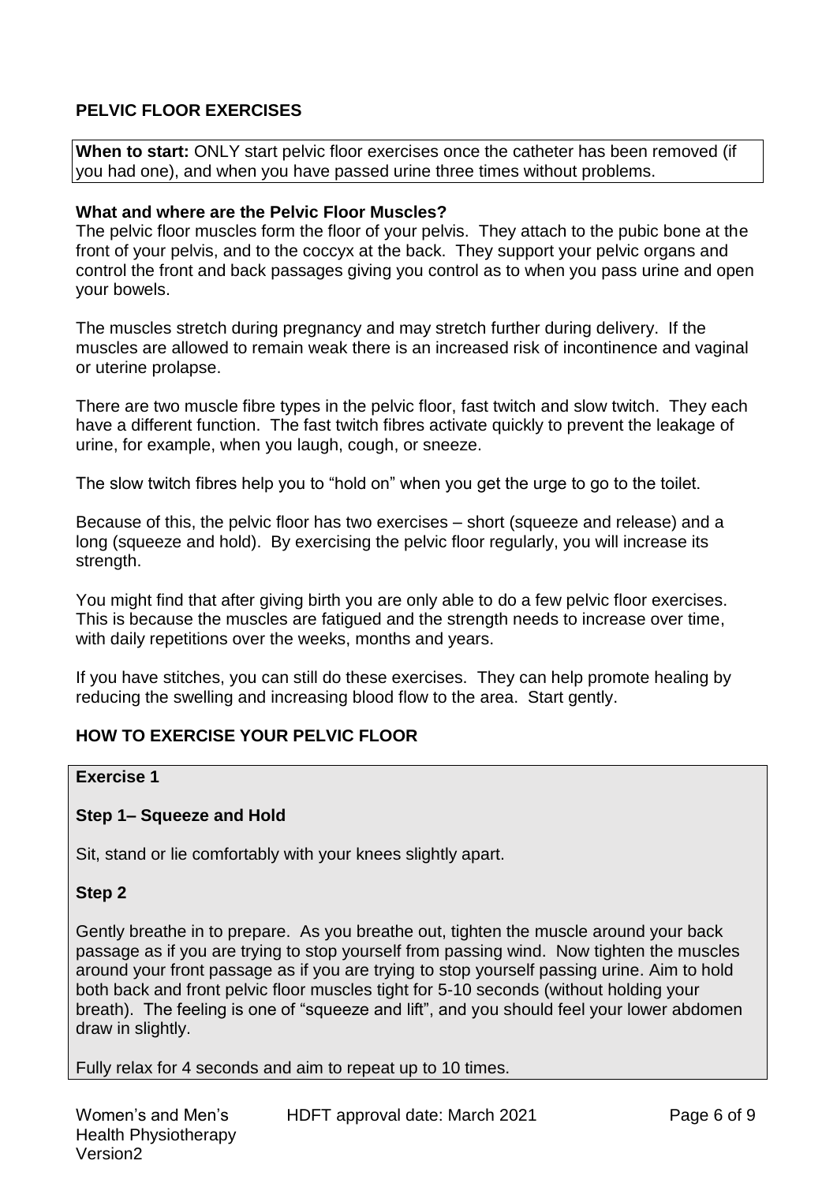## PELVIC FLOOR EXERCISES

**When to start:** ONLY start pelvic floor exercises once the catheter has been removed (if you had one), and when you have passed urine three times without problems.

### What and where are the Pelvic Floor Muscles?

The pelvic floor muscles form the floor of your pelvis. They attach to the pubic bone at the front of your pelvis, and to the coccyx at the back. They support your pelvic organs and control the front and back passages giving you control as to when you pass urine and open your bowels.

The muscles stretch during pregnancy and may stretch further during delivery. If the muscles are allowed to remain weak there is an increased risk of incontinence and vaginal or uterine prolapse.

There are two muscle fibre types in the pelvic floor, fast twitch and slow twitch. They each have a different function. The fast twitch fibres activate quickly to prevent the leakage of urine, for example, when you laugh, cough, or sneeze.

The slow twitch fibres help you to "hold on" when you get the urge to go to the toilet.

Because of this, the pelvic floor has two exercises – short (squeeze and release) and a long (squeeze and hold). By exercising the pelvic floor regularly, you will increase its strength.

You might find that after giving birth you are only able to do a few pelvic floor exercises. This is because the muscles are fatigued and the strength needs to increase over time, with daily repetitions over the weeks, months and years.

If you have stitches, you can still do these exercises. They can help promote healing by reducing the swelling and increasing blood flow to the area. Start gently.

## HOW TO EXERCISE YOUR PELVIC FLOOR

### Exercise 1

**Step 1– Squeeze and Hold**

Sit, stand or lie comfortably with your knees slightly apart.

**Step 2**

Gently breathe in to prepare. As you breathe out, tighten the muscle around your back passage as if you are trying to stop yourself from passing wind. Now tighten the muscles around your front passage as if you are trying to stop yourself passing urine. Aim to hold both back and front pelvic floor muscles tight for 5-10 seconds (without holding your breath). The feeling is one of "squeeze and lift", and you should feel your lower abdomen draw in slightly.

Fully relax for 4 seconds and aim to repeat up to 10 times.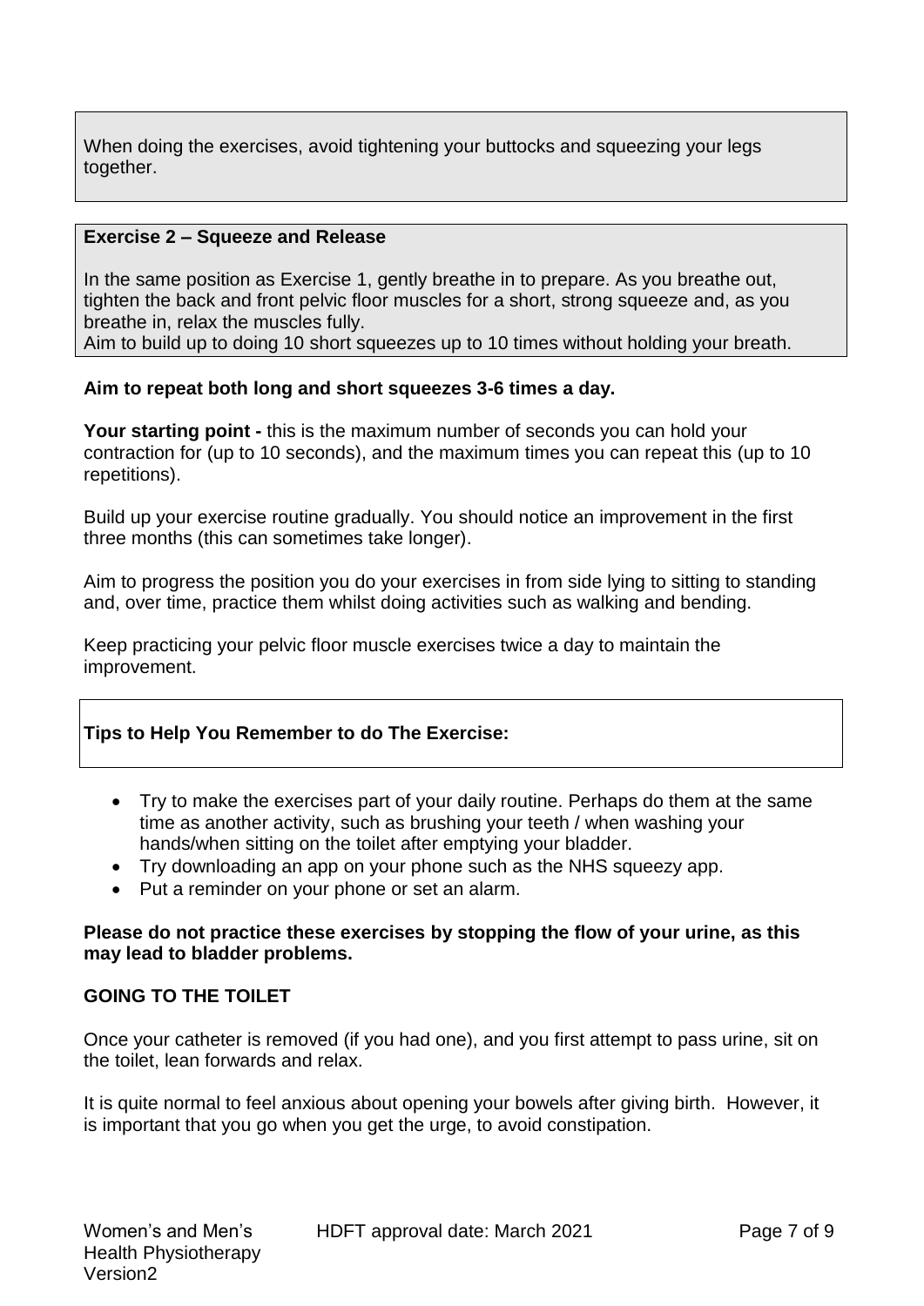When doing the exercises, avoid tightening your buttocks and squeezing your legs together.

**Exercise 2 – Squeeze and Release**

In the same position as Exercise 1, gently breathe in to prepare. As you breathe out, tighten the back and front pelvic floor muscles for a short, strong squeeze and, as you breathe in, relax the muscles fully.
Aim to build up to doing 10 short squeezes up to 10 times without holding your breath.

**Aim to repeat both long and short squeezes 3-6 times a day.**

**Your starting point -** this is the maximum number of seconds you can hold your contraction for (up to 10 seconds), and the maximum times you can repeat this (up to 10 repetitions).

Build up your exercise routine gradually. You should notice an improvement in the first three months (this can sometimes take longer).

Aim to progress the position you do your exercises in from side lying to sitting to standing and, over time, practice them whilst doing activities such as walking and bending.

Keep practicing your pelvic floor muscle exercises twice a day to maintain the improvement.

**Tips to Help You Remember to do The Exercise:**

- Try to make the exercises part of your daily routine. Perhaps do them at the same time as another activity, such as brushing your teeth / when washing your hands/when sitting on the toilet after emptying your bladder.
- Try downloading an app on your phone such as the NHS squeezy app.
- Put a reminder on your phone or set an alarm.

**Please do not practice these exercises by stopping the flow of your urine, as this may lead to bladder problems.**

## GOING TO THE TOILET

Once your catheter is removed (if you had one), and you first attempt to pass urine, sit on the toilet, lean forwards and relax.

It is quite normal to feel anxious about opening your bowels after giving birth. However, it is important that you go when you get the urge, to avoid constipation.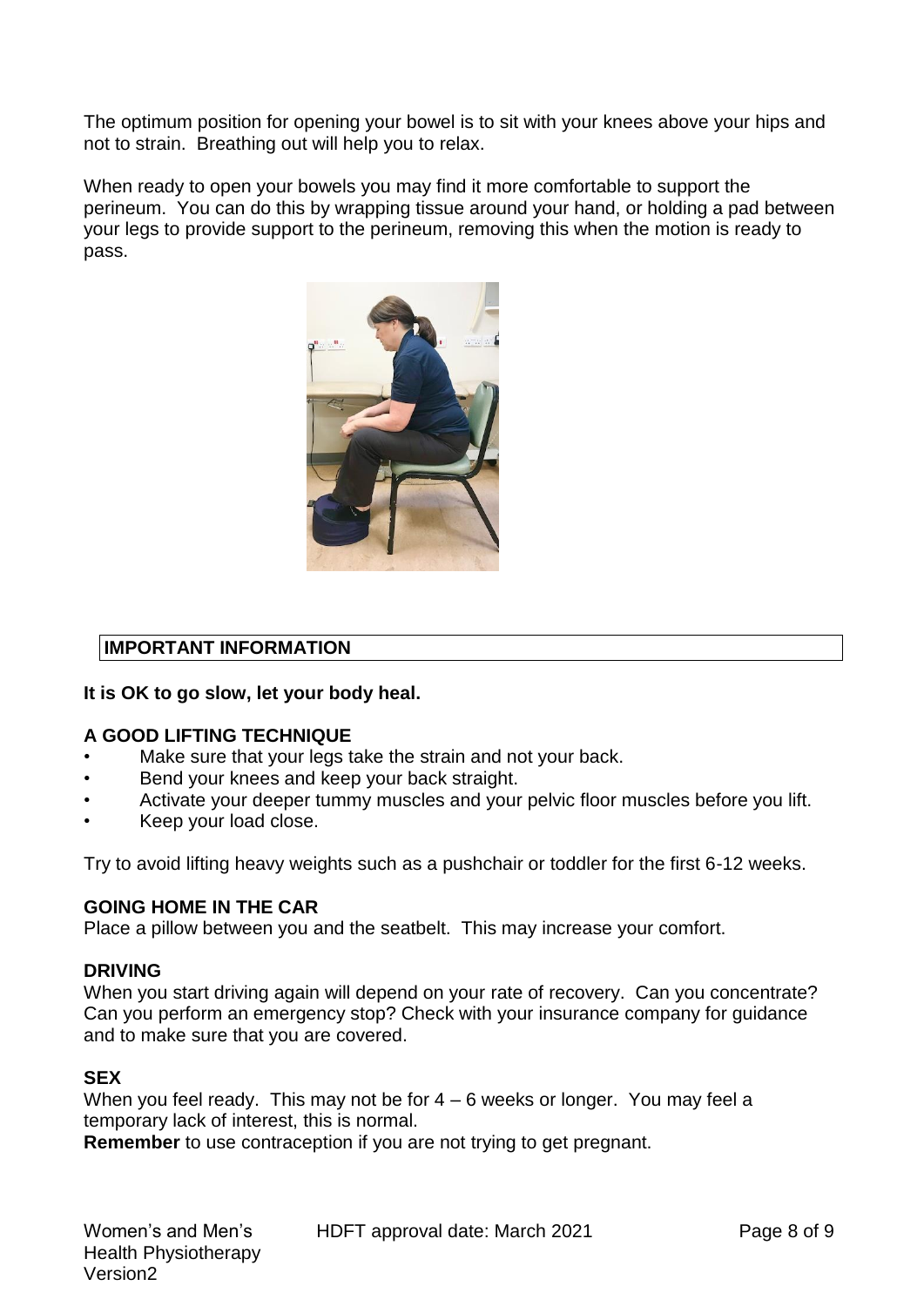The optimum position for opening your bowel is to sit with your knees above your hips and not to strain. Breathing out will help you to relax.

When ready to open your bowels you may find it more comfortable to support the perineum. You can do this by wrapping tissue around your hand, or holding a pad between your legs to provide support to the perineum, removing this when the motion is ready to pass.

## IMPORTANT INFORMATION

**It is OK to go slow, let your body heal.**

### A GOOD LIFTING TECHNIQUE

- Make sure that your legs take the strain and not your back.
- Bend your knees and keep your back straight.
- Activate your deeper tummy muscles and your pelvic floor muscles before you lift.
- Keep your load close.

Try to avoid lifting heavy weights such as a pushchair or toddler for the first 6-12 weeks.

### GOING HOME IN THE CAR

Place a pillow between you and the seatbelt. This may increase your comfort.

### DRIVING

When you start driving again will depend on your rate of recovery. Can you concentrate? Can you perform an emergency stop? Check with your insurance company for guidance and to make sure that you are covered.

### SEX

When you feel ready. This may not be for 4 – 6 weeks or longer. You may feel a temporary lack of interest, this is normal.

**Remember** to use contraception if you are not trying to get pregnant.

Women's and Men's Health Physiotherapy Version2 HDFT approval date: March 2021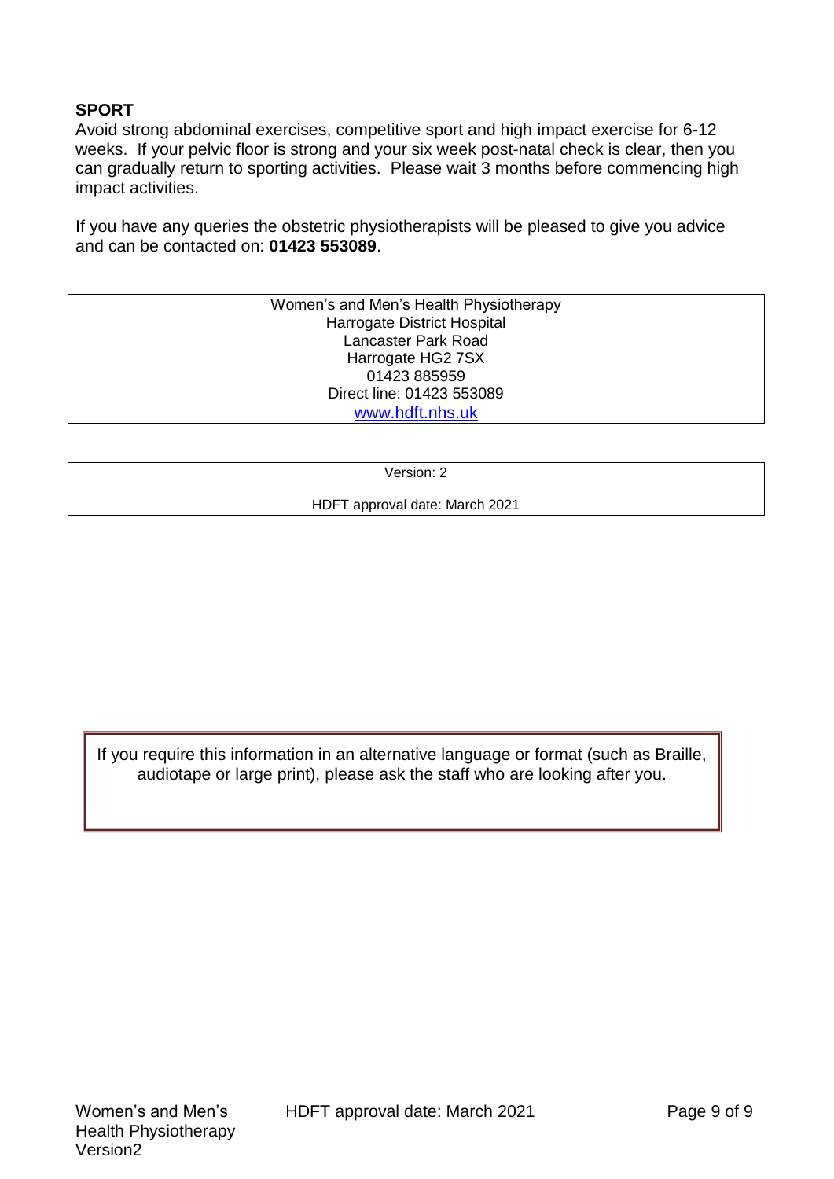## SPORT

Avoid strong abdominal exercises, competitive sport and high impact exercise for 6-12 weeks. If your pelvic floor is strong and your six week post-natal check is clear, then you can gradually return to sporting activities. Please wait 3 months before commencing high impact activities.

If you have any queries the obstetric physiotherapists will be pleased to give you advice and can be contacted on: **01423 553089**.

Women's and Men's Health Physiotherapy
Harrogate District Hospital
Lancaster Park Road
Harrogate HG2 7SX
01423 885959
Direct line: 01423 553089
www.hdft.nhs.uk

Version: 2

HDFT approval date: March 2021

If you require this information in an alternative language or format (such as Braille, audiotape or large print), please ask the staff who are looking after you.